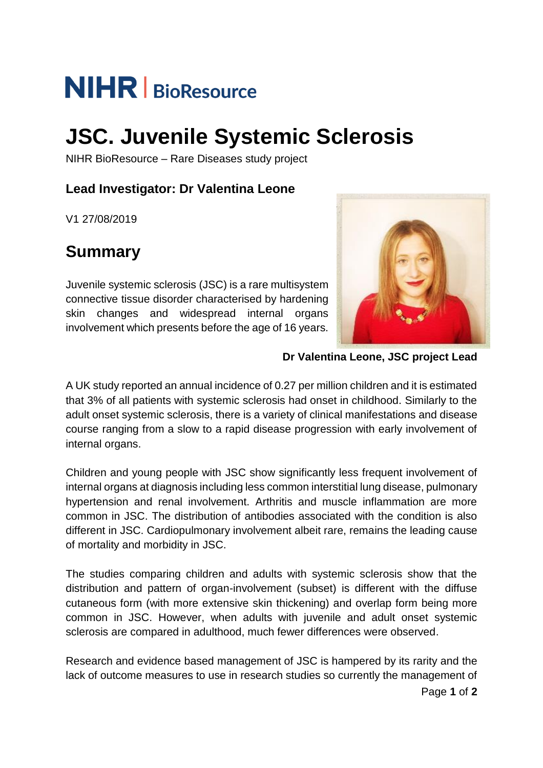NIHR | BioResource

# JSC. Juvenile Systemic Sclerosis

NIHR BioResource – Rare Diseases study project

### Lead Investigator: Dr Valentina Leone

V1 27/08/2019

## Summary

Juvenile systemic sclerosis (JSC) is a rare multisystem connective tissue disorder characterised by hardening skin changes and widespread internal organs involvement which presents before the age of 16 years.

**Dr Valentina Leone, JSC project Lead**

A UK study reported an annual incidence of 0.27 per million children and it is estimated that 3% of all patients with systemic sclerosis had onset in childhood. Similarly to the adult onset systemic sclerosis, there is a variety of clinical manifestations and disease course ranging from a slow to a rapid disease progression with early involvement of internal organs.

Children and young people with JSC show significantly less frequent involvement of internal organs at diagnosis including less common interstitial lung disease, pulmonary hypertension and renal involvement. Arthritis and muscle inflammation are more common in JSC. The distribution of antibodies associated with the condition is also different in JSC. Cardiopulmonary involvement albeit rare, remains the leading cause of mortality and morbidity in JSC.

The studies comparing children and adults with systemic sclerosis show that the distribution and pattern of organ-involvement (subset) is different with the diffuse cutaneous form (with more extensive skin thickening) and overlap form being more common in JSC. However, when adults with juvenile and adult onset systemic sclerosis are compared in adulthood, much fewer differences were observed.

Research and evidence based management of JSC is hampered by its rarity and the lack of outcome measures to use in research studies so currently the management of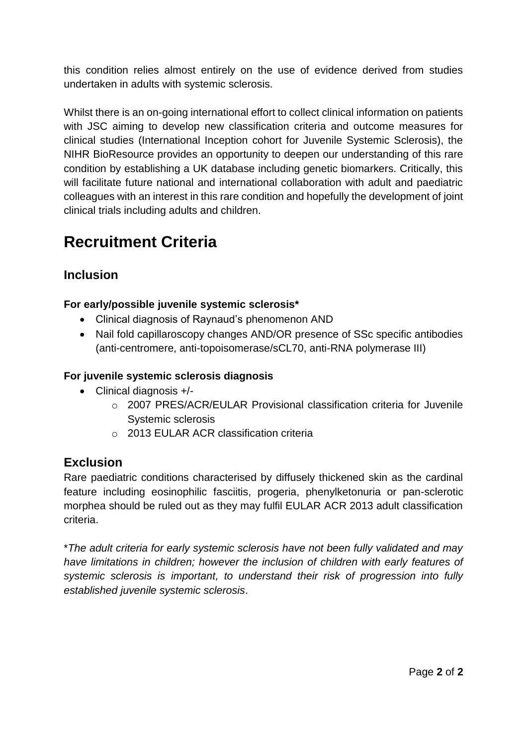this condition relies almost entirely on the use of evidence derived from studies undertaken in adults with systemic sclerosis.

Whilst there is an on-going international effort to collect clinical information on patients with JSC aiming to develop new classification criteria and outcome measures for clinical studies (International Inception cohort for Juvenile Systemic Sclerosis), the NIHR BioResource provides an opportunity to deepen our understanding of this rare condition by establishing a UK database including genetic biomarkers. Critically, this will facilitate future national and international collaboration with adult and paediatric colleagues with an interest in this rare condition and hopefully the development of joint clinical trials including adults and children.

# Recruitment Criteria

## Inclusion

**For early/possible juvenile systemic sclerosis***

- Clinical diagnosis of Raynaud's phenomenon AND
- Nail fold capillaroscopy changes AND/OR presence of SSc specific antibodies (anti-centromere, anti-topoisomerase/sCL70, anti-RNA polymerase III)

**For juvenile systemic sclerosis diagnosis**

- Clinical diagnosis +/-
  - 2007 PRES/ACR/EULAR Provisional classification criteria for Juvenile Systemic sclerosis
  - 2013 EULAR ACR classification criteria

## Exclusion

Rare paediatric conditions characterised by diffusely thickened skin as the cardinal feature including eosinophilic fasciitis, progeria, phenylketonuria or pan-sclerotic morphea should be ruled out as they may fulfil EULAR ACR 2013 adult classification criteria.

**The adult criteria for early systemic sclerosis have not been fully validated and may have limitations in children; however the inclusion of children with early features of systemic sclerosis is important, to understand their risk of progression into fully established juvenile systemic sclerosis*.